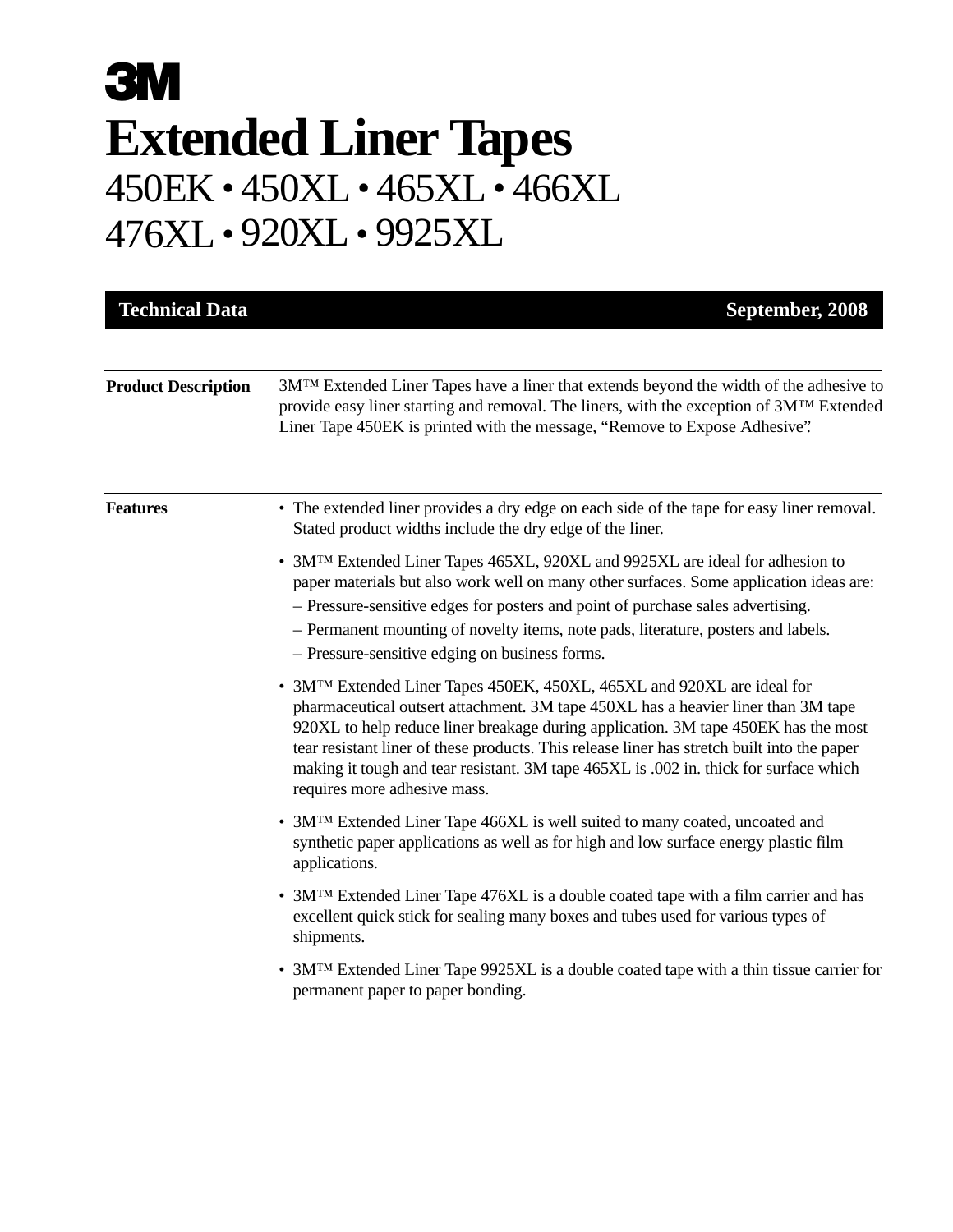# 3M

# Extended Liner Tapes

## 450EK • 450XL • 465XL • 466XL
## 476XL • 920XL • 9925XL

**Technical Data** — **September, 2008**

---

**Product Description**

3M™ Extended Liner Tapes have a liner that extends beyond the width of the adhesive to provide easy liner starting and removal. The liners, with the exception of 3M™ Extended Liner Tape 450EK is printed with the message, “Remove to Expose Adhesive”.

---

**Features**

- The extended liner provides a dry edge on each side of the tape for easy liner removal. Stated product widths include the dry edge of the liner.
- 3M™ Extended Liner Tapes 465XL, 920XL and 9925XL are ideal for adhesion to paper materials but also work well on many other surfaces. Some application ideas are:
  - Pressure-sensitive edges for posters and point of purchase sales advertising.
  - Permanent mounting of novelty items, note pads, literature, posters and labels.
  - Pressure-sensitive edging on business forms.
- 3M™ Extended Liner Tapes 450EK, 450XL, 465XL and 920XL are ideal for pharmaceutical outsert attachment. 3M tape 450XL has a heavier liner than 3M tape 920XL to help reduce liner breakage during application. 3M tape 450EK has the most tear resistant liner of these products. This release liner has stretch built into the paper making it tough and tear resistant. 3M tape 465XL is .002 in. thick for surface which requires more adhesive mass.
- 3M™ Extended Liner Tape 466XL is well suited to many coated, uncoated and synthetic paper applications as well as for high and low surface energy plastic film applications.
- 3M™ Extended Liner Tape 476XL is a double coated tape with a film carrier and has excellent quick stick for sealing many boxes and tubes used for various types of shipments.
- 3M™ Extended Liner Tape 9925XL is a double coated tape with a thin tissue carrier for permanent paper to paper bonding.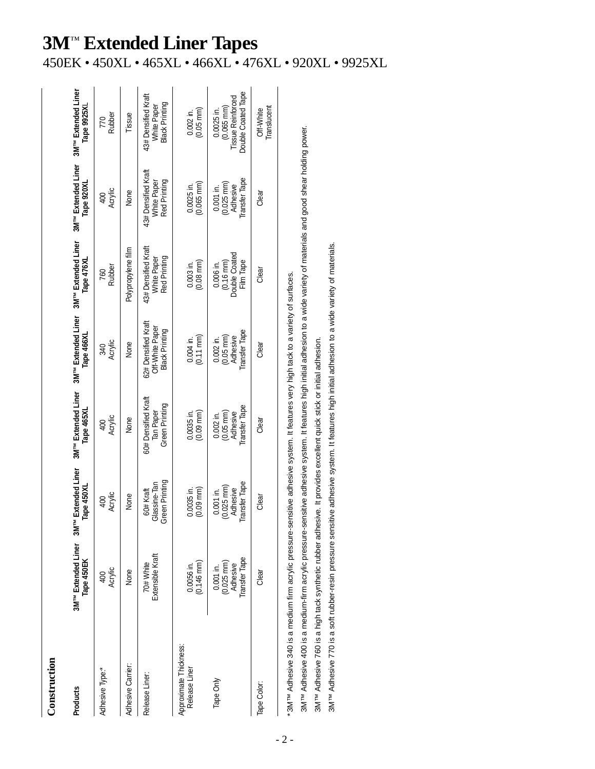# 3M™ Extended Liner Tapes

450EK • 450XL • 465XL • 466XL • 476XL • 920XL • 9925XL

## Construction

| Products | 3M™ Extended Liner Tape 450EK | 3M™ Extended Liner Tape 450XL | 3M™ Extended Liner Tape 465XL | 3M™ Extended Liner Tape 466XL | 3M™ Extended Liner Tape 476XL | 3M™ Extended Liner Tape 920XL | 3M™ Extended Liner Tape 9925XL |
|---|---|---|---|---|---|---|---|
| Adhesive Type:* | 400 Acrylic | 400 Acrylic | 400 Acrylic | 340 Acrylic | 760 Rubber | 400 Acrylic | 770 Rubber |
| Adhesive Carrier: | None | None | None | None | Polypropylene film | None | Tissue |
| Release Liner: | 70# White Extensible Kraft | 60# Kraft Glassine-Tan Green Printing | 60# Densified Kraft Tan Paper Green Printing | 62# Densified Kraft Off-White Paper Black Printing | 43# Densified Kraft White Paper Red Printing | 43# Densified Kraft White Paper Red Printing | 43# Densified Kraft White Paper Black Printing |
| Approximate Thickness: Release Liner | 0.0056 in. (0.146 mm) | 0.0035 in. (0.09 mm) | 0.0035 in. (0.09 mm) | 0.004 in. (0.11 mm) | 0.003 in. (0.08 mm) | 0.0025 in. (0.065 mm) | 0.002 in. (0.05 mm) |
| Tape Only | 0.001 in. (0.025 mm) Adhesive Transfer Tape | 0.001 in. (0.025 mm) Adhesive Transfer Tape | 0.002 in. (0.05 mm) Adhesive Transfer Tape | 0.002 in. (0.05 mm) Adhesive Transfer Tape | 0.006 in. (0.16 mm) Double Coated Film Tape | 0.001 in. (0.025 mm) Adhesive Transfer Tape | 0.0025 in. (0.065 mm) Tissue Reinforced Double Coated Tape |
| Tape Color: | Clear | Clear | Clear | Clear | Clear | Clear | Off-White Translucent |

*3M™ Adhesive 340 is a medium firm acrylic pressure-sensitive adhesive system. It features very high tack to a variety of surfaces.

3M™ Adhesive 400 is a medium-firm acrylic pressure-sensitive adhesive system. It features high initial adhesion to a wide variety of materials and good shear holding power.

3M™ Adhesive 760 is a high tack synthetic rubber adhesive. It provides excellent quick stick or initial adhesion.

3M™ Adhesive 770 is a soft rubber-resin pressure sensitive adhesive system. It features high initial adhesion to a wide variety of materials.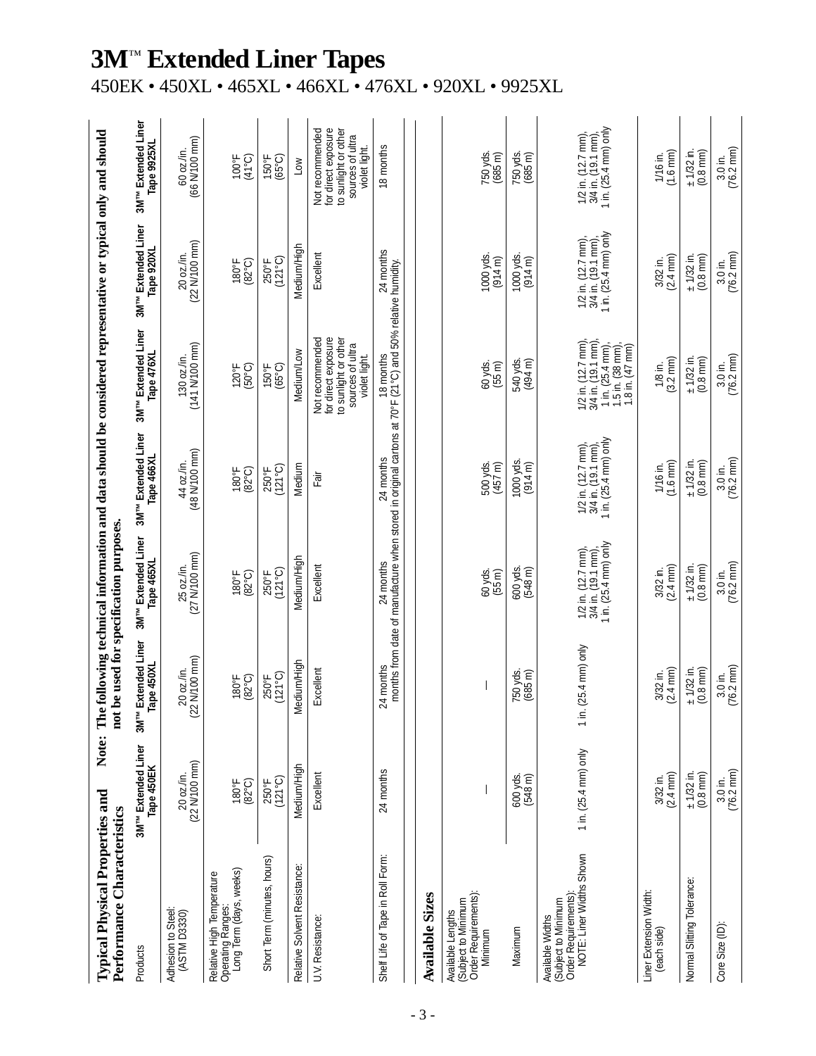# 3M™ Extended Liner Tapes

450EK • 450XL • 465XL • 466XL • 476XL • 920XL • 9925XL

## Typical Physical Properties and Performance Characteristics

**Note: The following technical information and data should be considered representative or typical only and should not be used for specification purposes.**

| Products | 3M™ Extended Liner Tape 450EK | 3M™ Extended Liner Tape 450XL | 3M™ Extended Liner Tape 465XL | 3M™ Extended Liner Tape 466XL | 3M™ Extended Liner Tape 476XL | 3M™ Extended Liner Tape 920XL | 3M™ Extended Liner Tape 9925XL |
|---|---|---|---|---|---|---|---|
| Adhesion to Steel: (ASTM D3330) | 20 oz./in. (22 N/100 mm) | 20 oz./in. (22 N/100 mm) | 25 oz./in. (27 N/100 mm) | 44 oz./in. (48 N/100 mm) | 130 oz./in. (141 N/100 mm) | 20 oz./in. (22 N/100 mm) | 60 oz./in. (66 N/100 mm) |
| Relative High Temperature Operating Ranges: Long Term (days, weeks) | 180°F (82°C) | 180°F (82°C) | 180°F (82°C) | 180°F (82°C) | 120°F (50°C) | 180°F (82°C) | 100°F (41°C) |
| Short Term (minutes, hours) | 250°F (121°C) | 250°F (121°C) | 250°F (121°C) | 250°F (121°C) | 150°F (65°C) | 250°F (121°C) | 150°F (65°C) |
| Relative Solvent Resistance: | Medium/High | Medium/High | Medium/High | Medium | Medium/Low | Medium/High | Low |
| U.V. Resistance: | Excellent | Excellent | Excellent | Fair | Not recommended for direct exposure to sunlight or other sources of ultra violet light. | Excellent | Not recommended for direct exposure to sunlight or other sources of ultra violet light. |
| Shelf Life of Tape in Roll Form: | 24 months | 24 months | 24 months | 24 months | 18 months | 24 months | 18 months |

Shelf life: months from date of manufacture when stored in original cartons at 70°F (21°C) and 50% relative humidity.

## Available Sizes

| Products | 3M™ Extended Liner Tape 450EK | 3M™ Extended Liner Tape 450XL | 3M™ Extended Liner Tape 465XL | 3M™ Extended Liner Tape 466XL | 3M™ Extended Liner Tape 476XL | 3M™ Extended Liner Tape 920XL | 3M™ Extended Liner Tape 9925XL |
|---|---|---|---|---|---|---|---|
| Available Lengths (Subject to Minimum Order Requirements): Minimum | — | — | 60 yds. (55 m) | 500 yds. (457 m) | 60 yds. (55 m) | 1000 yds. (914 m) | 750 yds. (685 m) |
| Maximum | 600 yds. (548 m) | 750 yds. (685 m) | 600 yds. (548 m) | 1000 yds. (914 m) | 540 yds. (494 m) | 1000 yds. (914 m) | 750 yds. (685 m) |
| Available Widths (Subject to Minimum Order Requirements): NOTE: Liner Widths Shown | 1 in. (25.4 mm) only | 1 in. (25.4 mm) only | 1/2 in. (12.7 mm), 3/4 in. (19.1 mm), 1 in. (25.4 mm) only | 1/2 in. (12.7 mm), 3/4 in. (19.1 mm), 1 in. (25.4 mm) only | 1/2 in. (12.7 mm), 3/4 in. (19.1 mm), 1 in. (25.4 mm), 1.5 in. (38 mm), 1.8 in. (47 mm) | 1/2 in. (12.7 mm), 3/4 in. (19.1 mm), 1 in. (25.4 mm) only | 1/2 in. (12.7 mm), 3/4 in. (19.1 mm), 1 in. (25.4 mm) only |
| Liner Extension Width: (each side) | 3/32 in. (2.4 mm) | 3/32 in. (2.4 mm) | 3/32 in. (2.4 mm) | 1/16 in. (1.6 mm) | 1/8 in. (3.2 mm) | 3/32 in. (2.4 mm) | 1/16 in. (1.6 mm) |
| Normal Slitting Tolerance: | ± 1/32 in. (0.8 mm) | ± 1/32 in. (0.8 mm) | ± 1/32 in. (0.8 mm) | ± 1/32 in. (0.8 mm) | ± 1/32 in. (0.8 mm) | ± 1/32 in. (0.8 mm) | ± 1/32 in. (0.8 mm) |
| Core Size (ID): | 3.0 in. (76.2 mm) | 3.0 in. (76.2 mm) | 3.0 in. (76.2 mm) | 3.0 in. (76.2 mm) | 3.0 in. (76.2 mm) | 3.0 in. (76.2 mm) | 3.0 in. (76.2 mm) |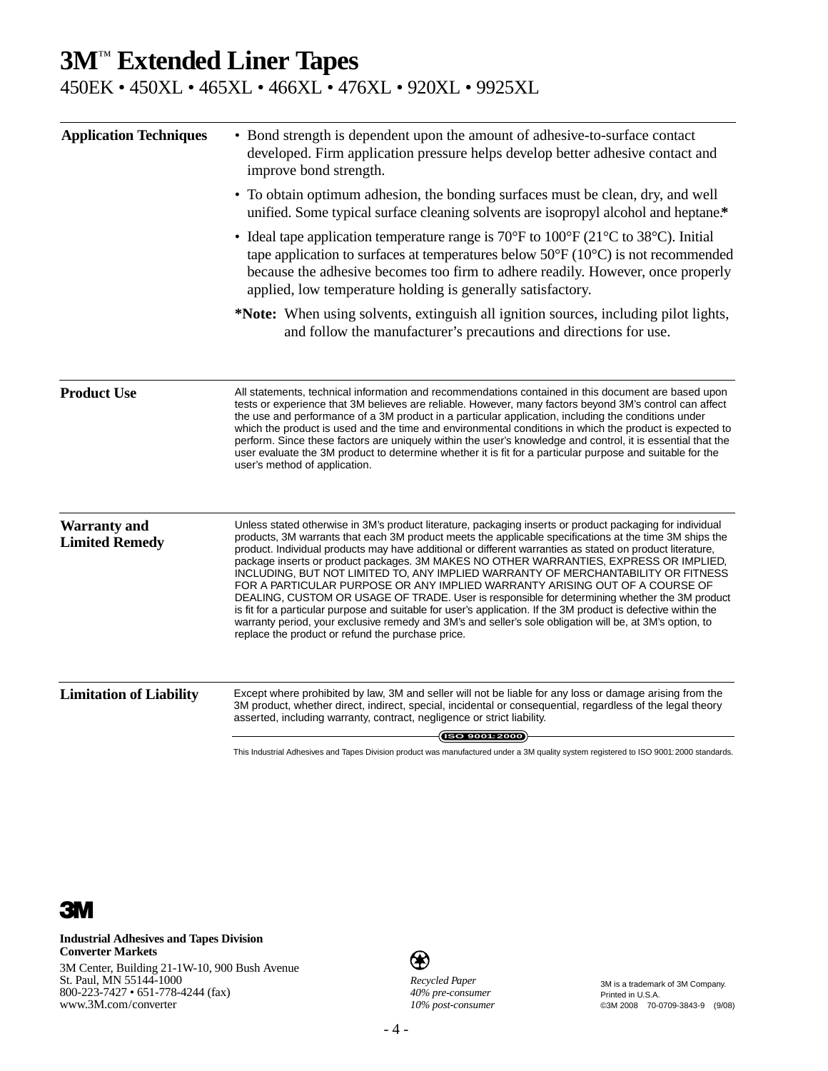# 3M™ Extended Liner Tapes

450EK • 450XL • 465XL • 466XL • 476XL • 920XL • 9925XL

## Application Techniques

- Bond strength is dependent upon the amount of adhesive-to-surface contact developed. Firm application pressure helps develop better adhesive contact and improve bond strength.
- To obtain optimum adhesion, the bonding surfaces must be clean, dry, and well unified. Some typical surface cleaning solvents are isopropyl alcohol and heptane.*
- Ideal tape application temperature range is 70°F to 100°F (21°C to 38°C). Initial tape application to surfaces at temperatures below 50°F (10°C) is not recommended because the adhesive becomes too firm to adhere readily. However, once properly applied, low temperature holding is generally satisfactory.

***Note:** When using solvents, extinguish all ignition sources, including pilot lights, and follow the manufacturer's precautions and directions for use.

## Product Use

All statements, technical information and recommendations contained in this document are based upon tests or experience that 3M believes are reliable. However, many factors beyond 3M's control can affect the use and performance of a 3M product in a particular application, including the conditions under which the product is used and the time and environmental conditions in which the product is expected to perform. Since these factors are uniquely within the user's knowledge and control, it is essential that the user evaluate the 3M product to determine whether it is fit for a particular purpose and suitable for the user's method of application.

## Warranty and Limited Remedy

Unless stated otherwise in 3M's product literature, packaging inserts or product packaging for individual products, 3M warrants that each 3M product meets the applicable specifications at the time 3M ships the product. Individual products may have additional or different warranties as stated on product literature, package inserts or product packages. 3M MAKES NO OTHER WARRANTIES, EXPRESS OR IMPLIED, INCLUDING, BUT NOT LIMITED TO, ANY IMPLIED WARRANTY OF MERCHANTABILITY OR FITNESS FOR A PARTICULAR PURPOSE OR ANY IMPLIED WARRANTY ARISING OUT OF A COURSE OF DEALING, CUSTOM OR USAGE OF TRADE. User is responsible for determining whether the 3M product is fit for a particular purpose and suitable for user's application. If the 3M product is defective within the warranty period, your exclusive remedy and 3M's and seller's sole obligation will be, at 3M's option, to replace the product or refund the purchase price.

## Limitation of Liability

Except where prohibited by law, 3M and seller will not be liable for any loss or damage arising from the 3M product, whether direct, indirect, special, incidental or consequential, regardless of the legal theory asserted, including warranty, contract, negligence or strict liability.

ISO 9001:2000

This Industrial Adhesives and Tapes Division product was manufactured under a 3M quality system registered to ISO 9001:2000 standards.

3M

**Industrial Adhesives and Tapes Division**
**Converter Markets**

3M Center, Building 21-1W-10, 900 Bush Avenue
St. Paul, MN 55144-1000
800-223-7427 • 651-778-4244 (fax)
www.3M.com/converter

*Recycled Paper*
*40% pre-consumer*
*10% post-consumer*

3M is a trademark of 3M Company.
Printed in U.S.A.
©3M 2008 70-0709-3843-9 (9/08)